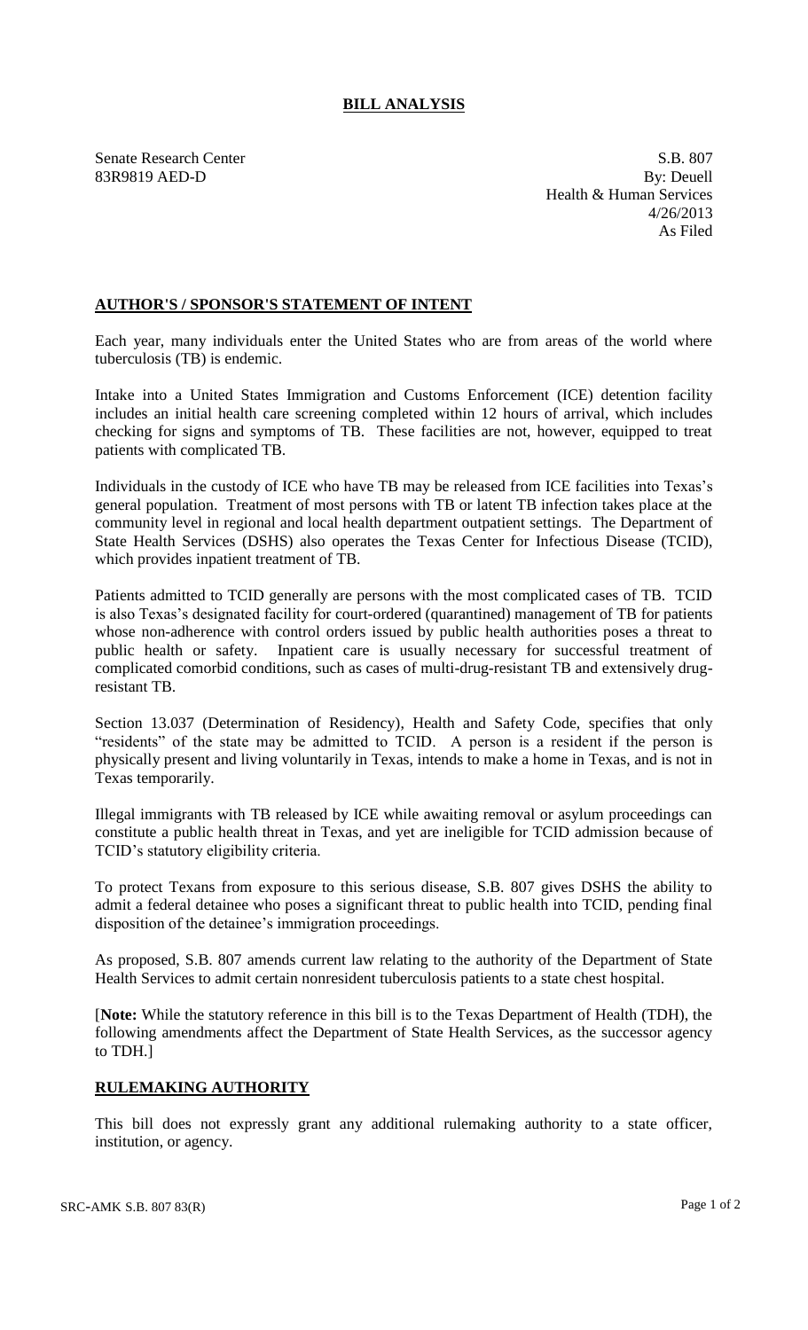# BILL ANALYSIS

Senate Research Center
83R9819 AED-D

S.B. 807
By: Deuell
Health & Human Services
4/26/2013
As Filed

## AUTHOR'S / SPONSOR'S STATEMENT OF INTENT

Each year, many individuals enter the United States who are from areas of the world where tuberculosis (TB) is endemic.

Intake into a United States Immigration and Customs Enforcement (ICE) detention facility includes an initial health care screening completed within 12 hours of arrival, which includes checking for signs and symptoms of TB. These facilities are not, however, equipped to treat patients with complicated TB.

Individuals in the custody of ICE who have TB may be released from ICE facilities into Texas's general population. Treatment of most persons with TB or latent TB infection takes place at the community level in regional and local health department outpatient settings. The Department of State Health Services (DSHS) also operates the Texas Center for Infectious Disease (TCID), which provides inpatient treatment of TB.

Patients admitted to TCID generally are persons with the most complicated cases of TB. TCID is also Texas's designated facility for court-ordered (quarantined) management of TB for patients whose non-adherence with control orders issued by public health authorities poses a threat to public health or safety. Inpatient care is usually necessary for successful treatment of complicated comorbid conditions, such as cases of multi-drug-resistant TB and extensively drug-resistant TB.

Section 13.037 (Determination of Residency), Health and Safety Code, specifies that only "residents" of the state may be admitted to TCID. A person is a resident if the person is physically present and living voluntarily in Texas, intends to make a home in Texas, and is not in Texas temporarily.

Illegal immigrants with TB released by ICE while awaiting removal or asylum proceedings can constitute a public health threat in Texas, and yet are ineligible for TCID admission because of TCID's statutory eligibility criteria.

To protect Texans from exposure to this serious disease, S.B. 807 gives DSHS the ability to admit a federal detainee who poses a significant threat to public health into TCID, pending final disposition of the detainee's immigration proceedings.

As proposed, S.B. 807 amends current law relating to the authority of the Department of State Health Services to admit certain nonresident tuberculosis patients to a state chest hospital.

[**Note:** While the statutory reference in this bill is to the Texas Department of Health (TDH), the following amendments affect the Department of State Health Services, as the successor agency to TDH.]

## RULEMAKING AUTHORITY

This bill does not expressly grant any additional rulemaking authority to a state officer, institution, or agency.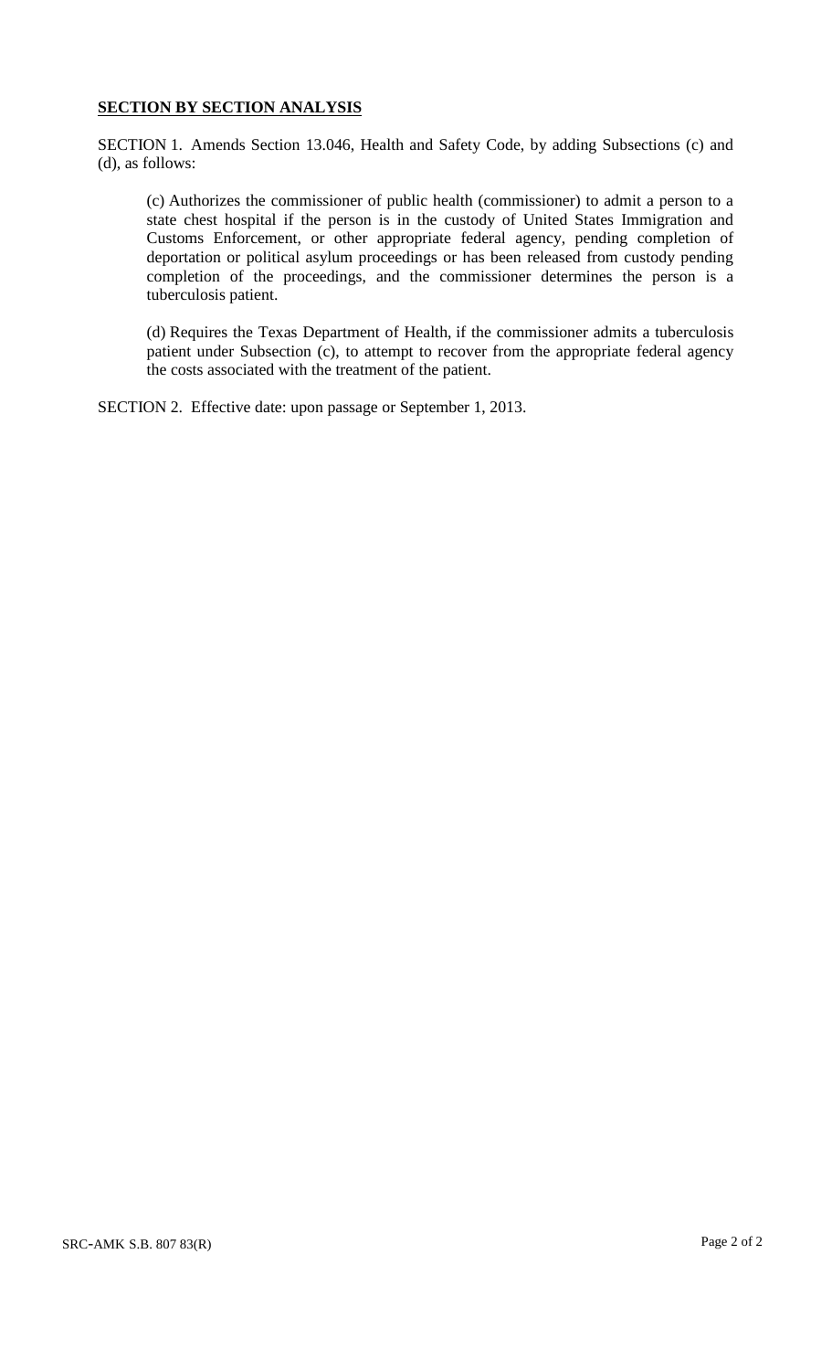## **SECTION BY SECTION ANALYSIS**

SECTION 1. Amends Section 13.046, Health and Safety Code, by adding Subsections (c) and (d), as follows:

(c) Authorizes the commissioner of public health (commissioner) to admit a person to a state chest hospital if the person is in the custody of United States Immigration and Customs Enforcement, or other appropriate federal agency, pending completion of deportation or political asylum proceedings or has been released from custody pending completion of the proceedings, and the commissioner determines the person is a tuberculosis patient.

(d) Requires the Texas Department of Health, if the commissioner admits a tuberculosis patient under Subsection (c), to attempt to recover from the appropriate federal agency the costs associated with the treatment of the patient.

SECTION 2. Effective date: upon passage or September 1, 2013.

SRC-AMK S.B. 807 83(R)